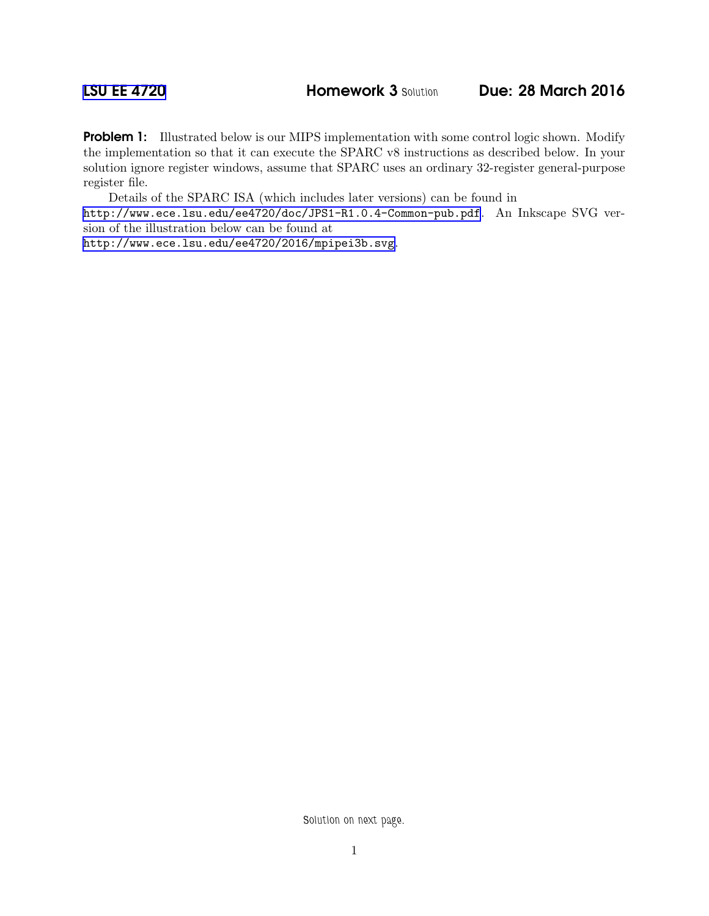# LSU EE 4720 Homework 3 Solution Due: 28 March 2016

**Problem 1:** Illustrated below is our MIPS implementation with some control logic shown. Modify the implementation so that it can execute the SPARC v8 instructions as described below. In your solution ignore register windows, assume that SPARC uses an ordinary 32-register general-purpose register file.

Details of the SPARC ISA (which includes later versions) can be found in http://www.ece.lsu.edu/ee4720/doc/JPS1-R1.0.4-Common-pub.pdf. An Inkscape SVG version of the illustration below can be found at http://www.ece.lsu.edu/ee4720/2016/mpipei3b.svg.

Solution on next page.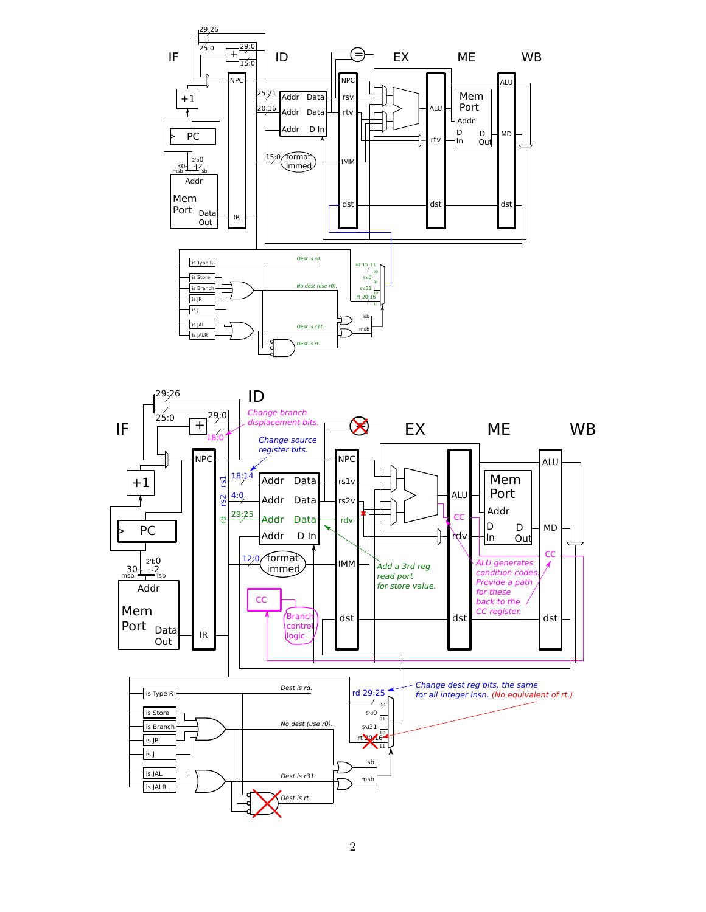IF ID EX ME WB

29:26
25:0
29:0
15:0
NPC
+1
PC
30 2'b0 2
msb lsb
Addr
Mem Port
Data Out
IR
25:21
20:16
Addr Data
Addr Data
Addr D In
15:0 format immed
NPC
rsv
rtv
IMM
dst
ALU
rtv
dst
Mem Port
Addr
D In D Out
ALU
MD
dst

is Type R
is Store
is Branch
is JR
is J
is JAL
is JALR

*Dest is rd.*
*No dest (use r0).*
*Dest is r31.*
*Dest is rt.*
rd 15:11
5'd0
5'd31
rt 20:16
lsb
msb

IF ID EX ME WB

29:26
25:0
29:0
18:0
*Change branch displacement bits.*
*Change source register bits.*
NPC
+1
PC
30 2'b0 2
msb lsb
Addr
Mem Port
Data Out
IR
rs1 18:14
rs2 4:0
rd 29:25
Addr Data
Addr Data
Addr Data
Addr D In
12:0 format immed
CC
Branch control logic
NPC
rs1v
rs2v
rdv
IMM
dst
*Add a 3rd reg read port for store value.*
ALU
CC
rdv
dst
Mem Port
Addr
D In D Out
ALU
MD
CC
dst
*ALU generates condition codes. Provide a path for these back to the CC register.*

is Type R
is Store
is Branch
is JR
is J
is JAL
is JALR

*Dest is rd.*
*No dest (use r0).*
*Dest is r31.*
*Dest is rt.*
rd 29:25
5'd0
5'd31
rt 20:16
lsb
msb

*Change dest reg bits, the same for all integer insn. (No equivalent of rt.)*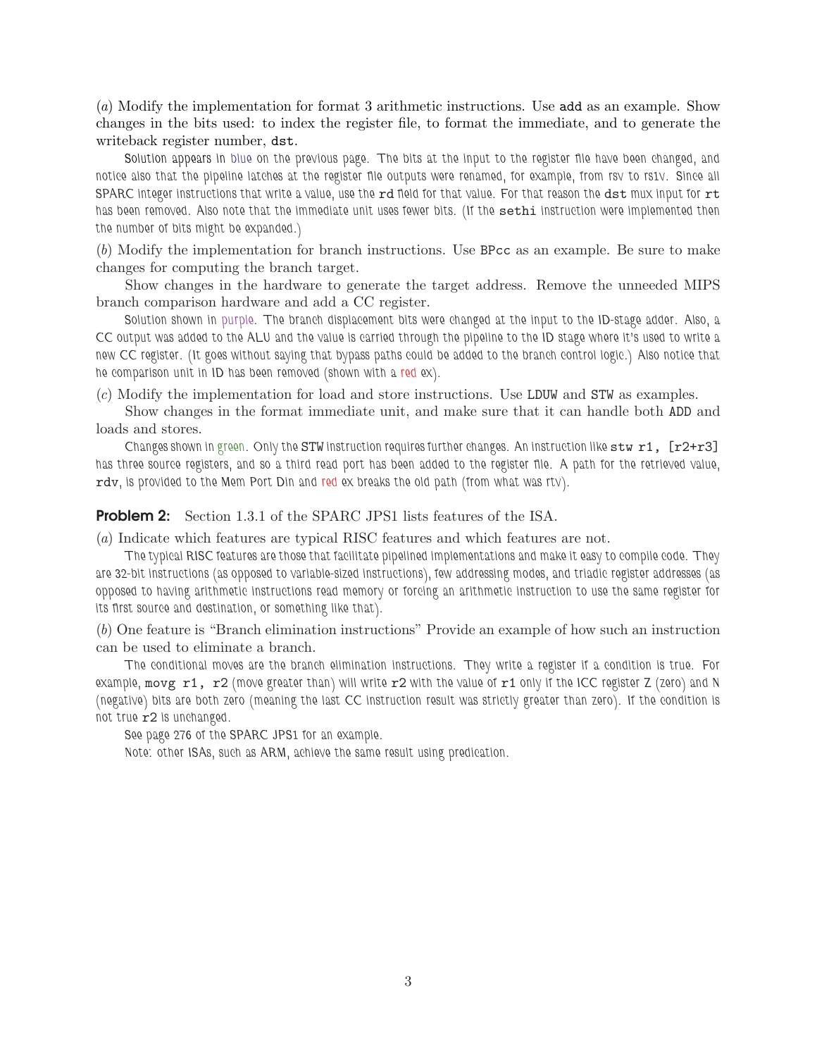(*a*) Modify the implementation for format 3 arithmetic instructions. Use `add` as an example. Show changes in the bits used: to index the register file, to format the immediate, and to generate the writeback register number, `dst`.

Solution appears in blue on the previous page. The bits at the input to the register file have been changed, and notice also that the pipeline latches at the register file outputs were renamed, for example, from rsv to rs1v. Since all SPARC integer instructions that write a value, use the `rd` field for that value. For that reason the `dst` mux input for `rt` has been removed. Also note that the immediate unit uses fewer bits. (If the `sethi` instruction were implemented then the number of bits might be expanded.)

(*b*) Modify the implementation for branch instructions. Use `BPcc` as an example. Be sure to make changes for computing the branch target.

Show changes in the hardware to generate the target address. Remove the unneeded MIPS branch comparison hardware and add a CC register.

Solution shown in purple. The branch displacement bits were changed at the input to the ID-stage adder. Also, a CC output was added to the ALU and the value is carried through the pipeline to the ID stage where it's used to write a new CC register. (It goes without saying that bypass paths could be added to the branch control logic.) Also notice that he comparison unit in ID has been removed (shown with a red ex).

(*c*) Modify the implementation for load and store instructions. Use `LDUW` and `STW` as examples.

Show changes in the format immediate unit, and make sure that it can handle both `ADD` and loads and stores.

Changes shown in green. Only the `STW` instruction requires further changes. An instruction like `stw r1, [r2+r3]` has three source registers, and so a third read port has been added to the register file. A path for the retrieved value, `rdv`, is provided to the Mem Port Din and red ex breaks the old path (from what was rtv).

**Problem 2:** Section 1.3.1 of the SPARC JPS1 lists features of the ISA.

(*a*) Indicate which features are typical RISC features and which features are not.

The typical RISC features are those that facilitate pipelined implementations and make it easy to compile code. They are 32-bit instructions (as opposed to variable-sized instructions), few addressing modes, and triadic register addresses (as opposed to having arithmetic instructions read memory or forcing an arithmetic instruction to use the same register for its first source and destination, or something like that).

(*b*) One feature is "Branch elimination instructions" Provide an example of how such an instruction can be used to eliminate a branch.

The conditional moves are the branch elimination instructions. They write a register if a condition is true. For example, `movg r1, r2` (move greater than) will write `r2` with the value of `r1` only if the ICC register Z (zero) and N (negative) bits are both zero (meaning the last CC instruction result was strictly greater than zero). If the condition is not true `r2` is unchanged.

See page 276 of the SPARC JPS1 for an example.

Note: other ISAs, such as ARM, achieve the same result using predication.